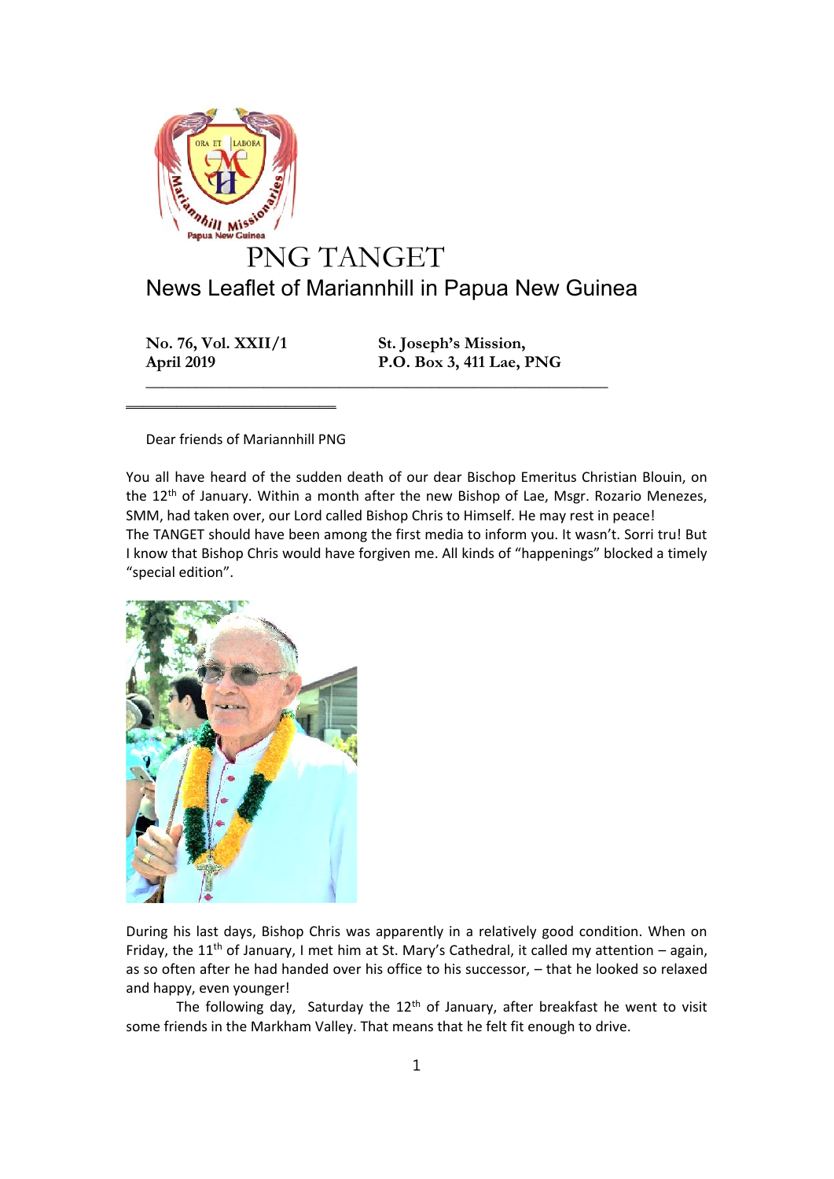# PNG TANGET

## News Leaflet of Mariannhill in Papua New Guinea

**No. 76, Vol. XXII/1**
**April 2019**

**St. Joseph's Mission,**
**P.O. Box 3, 411 Lae, PNG**

---

Dear friends of Mariannhill PNG

You all have heard of the sudden death of our dear Bischop Emeritus Christian Blouin, on the 12th of January. Within a month after the new Bishop of Lae, Msgr. Rozario Menezes, SMM, had taken over, our Lord called Bishop Chris to Himself. He may rest in peace!
The TANGET should have been among the first media to inform you. It wasn't. Sorri tru! But I know that Bishop Chris would have forgiven me. All kinds of "happenings" blocked a timely "special edition".

During his last days, Bishop Chris was apparently in a relatively good condition. When on Friday, the 11th of January, I met him at St. Mary's Cathedral, it called my attention – again, as so often after he had handed over his office to his successor, – that he looked so relaxed and happy, even younger!

The following day, Saturday the 12th of January, after breakfast he went to visit some friends in the Markham Valley. That means that he felt fit enough to drive.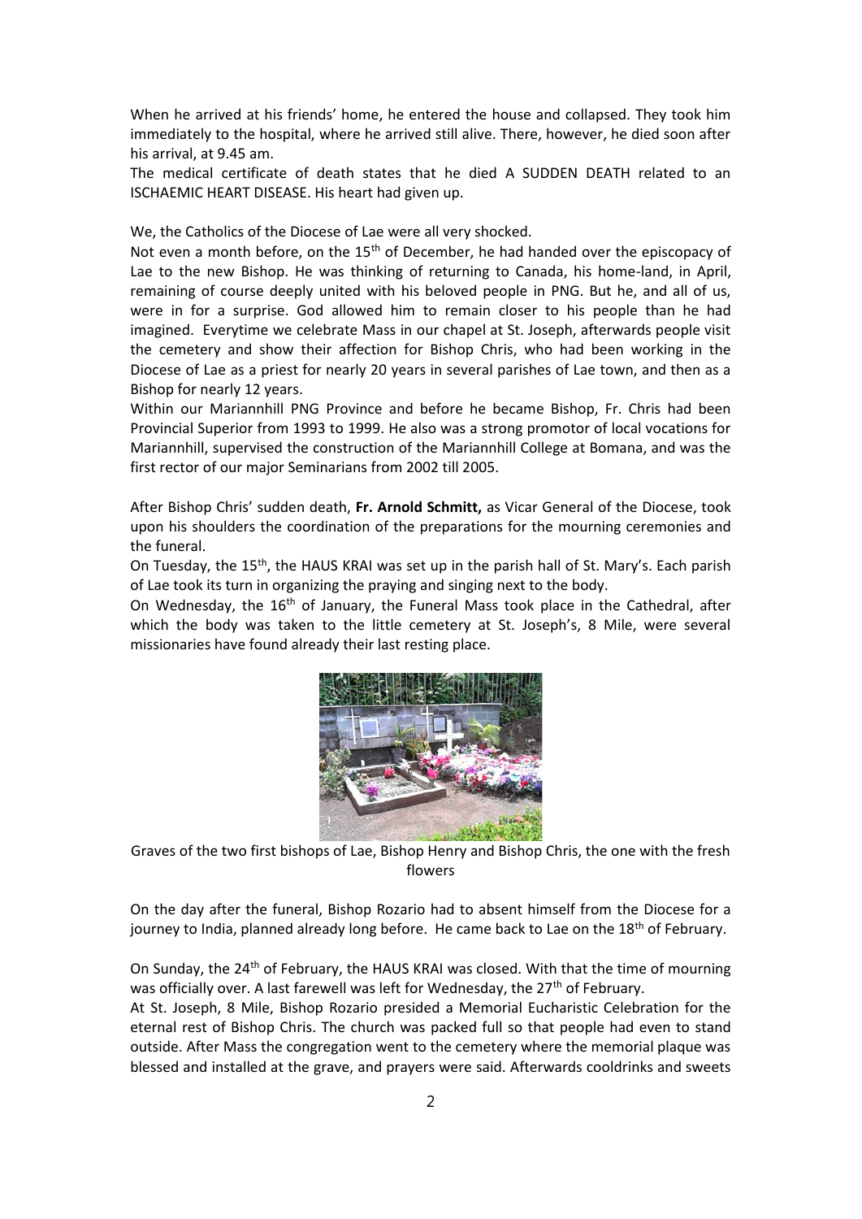When he arrived at his friends' home, he entered the house and collapsed. They took him immediately to the hospital, where he arrived still alive. There, however, he died soon after his arrival, at 9.45 am.

The medical certificate of death states that he died A SUDDEN DEATH related to an ISCHAEMIC HEART DISEASE. His heart had given up.

We, the Catholics of the Diocese of Lae were all very shocked.

Not even a month before, on the 15th of December, he had handed over the episcopacy of Lae to the new Bishop. He was thinking of returning to Canada, his home-land, in April, remaining of course deeply united with his beloved people in PNG. But he, and all of us, were in for a surprise. God allowed him to remain closer to his people than he had imagined. Everytime we celebrate Mass in our chapel at St. Joseph, afterwards people visit the cemetery and show their affection for Bishop Chris, who had been working in the Diocese of Lae as a priest for nearly 20 years in several parishes of Lae town, and then as a Bishop for nearly 12 years.

Within our Mariannhill PNG Province and before he became Bishop, Fr. Chris had been Provincial Superior from 1993 to 1999. He also was a strong promotor of local vocations for Mariannhill, supervised the construction of the Mariannhill College at Bomana, and was the first rector of our major Seminarians from 2002 till 2005.

After Bishop Chris' sudden death, **Fr. Arnold Schmitt,** as Vicar General of the Diocese, took upon his shoulders the coordination of the preparations for the mourning ceremonies and the funeral.

On Tuesday, the 15th, the HAUS KRAI was set up in the parish hall of St. Mary's. Each parish of Lae took its turn in organizing the praying and singing next to the body.

On Wednesday, the 16th of January, the Funeral Mass took place in the Cathedral, after which the body was taken to the little cemetery at St. Joseph's, 8 Mile, were several missionaries have found already their last resting place.

Graves of the two first bishops of Lae, Bishop Henry and Bishop Chris, the one with the fresh flowers

On the day after the funeral, Bishop Rozario had to absent himself from the Diocese for a journey to India, planned already long before. He came back to Lae on the 18th of February.

On Sunday, the 24th of February, the HAUS KRAI was closed. With that the time of mourning was officially over. A last farewell was left for Wednesday, the 27th of February.

At St. Joseph, 8 Mile, Bishop Rozario presided a Memorial Eucharistic Celebration for the eternal rest of Bishop Chris. The church was packed full so that people had even to stand outside. After Mass the congregation went to the cemetery where the memorial plaque was blessed and installed at the grave, and prayers were said. Afterwards cooldrinks and sweets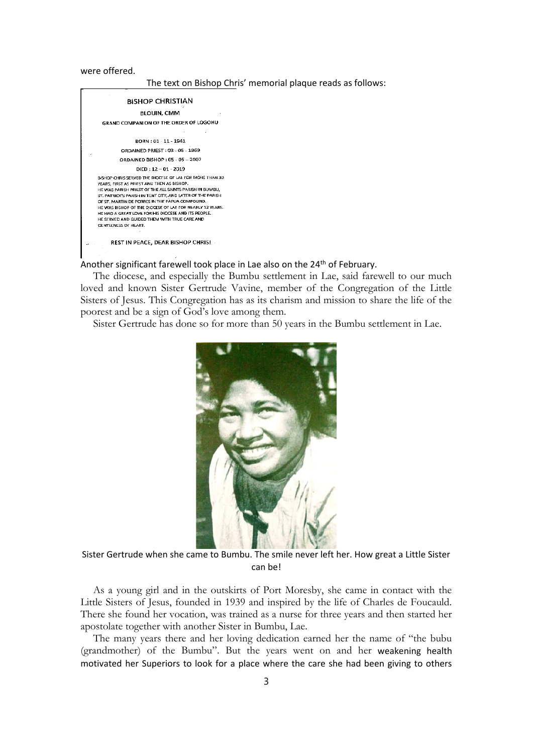were offered.

The text on Bishop Chris' memorial plaque reads as follows:

BISHOP CHRISTIAN

BLOUIN, CMM

GRAND COMPANION OF THE ORDER OF LOGOHU

BORN : 01 - 11 - 1941

ORDAINED PRIEST : 03 - 05 - 1969

ORDAINED BISHOP : 05 - 05 – 2007

DIED : 12 – 01 - 2019

BISHOP CHRIS SERVED THE DIOCESE OF LAE FOR MORE THAN 30 YEARS, FIRST AS PRIEST AND THEN AS BISHOP.
HE WAS PARISH PRIEST OF THE ALL SAINTS PARISH IN BUMBU, ST. PATRICK'S PARISH IN TENT CITY, AND LATER OF THE PARISH OF ST. MARTIN DE PORRES IN THE PAPUA COMPOUND.
HE WAS BISHOP OF THE DIOCESE OF LAE FOR NEARLY 12 YEARS.
HE HAD A GREAT LOVE FOR HIS DIOCESE AND ITS PEOPLE.
HE SERVED AND GUIDED THEM WITH TRUE CARE AND GENTLENESS OF HEART.

REST IN PEACE, DEAR BISHOP CHRIS!

Another significant farewell took place in Lae also on the 24th of February.

The diocese, and especially the Bumbu settlement in Lae, said farewell to our much loved and known Sister Gertrude Vavine, member of the Congregation of the Little Sisters of Jesus. This Congregation has as its charism and mission to share the life of the poorest and be a sign of God's love among them.

Sister Gertrude has done so for more than 50 years in the Bumbu settlement in Lae.

Sister Gertrude when she came to Bumbu. The smile never left her. How great a Little Sister can be!

As a young girl and in the outskirts of Port Moresby, she came in contact with the Little Sisters of Jesus, founded in 1939 and inspired by the life of Charles de Foucauld. There she found her vocation, was trained as a nurse for three years and then started her apostolate together with another Sister in Bumbu, Lae.

The many years there and her loving dedication earned her the name of "the bubu (grandmother) of the Bumbu". But the years went on and her weakening health motivated her Superiors to look for a place where the care she had been giving to others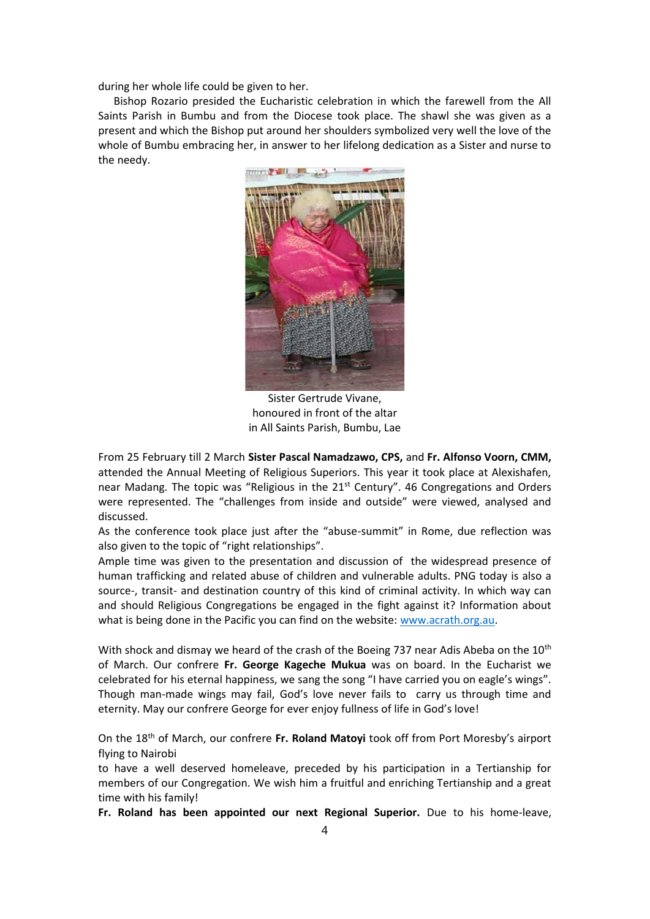during her whole life could be given to her.

Bishop Rozario presided the Eucharistic celebration in which the farewell from the All Saints Parish in Bumbu and from the Diocese took place. The shawl she was given as a present and which the Bishop put around her shoulders symbolized very well the love of the whole of Bumbu embracing her, in answer to her lifelong dedication as a Sister and nurse to the needy.

Sister Gertrude Vivane, honoured in front of the altar in All Saints Parish, Bumbu, Lae

From 25 February till 2 March **Sister Pascal Namadzawo, CPS,** and **Fr. Alfonso Voorn, CMM,** attended the Annual Meeting of Religious Superiors. This year it took place at Alexishafen, near Madang. The topic was "Religious in the 21st Century". 46 Congregations and Orders were represented. The "challenges from inside and outside" were viewed, analysed and discussed.

As the conference took place just after the "abuse-summit" in Rome, due reflection was also given to the topic of "right relationships".

Ample time was given to the presentation and discussion of the widespread presence of human trafficking and related abuse of children and vulnerable adults. PNG today is also a source-, transit- and destination country of this kind of criminal activity. In which way can and should Religious Congregations be engaged in the fight against it? Information about what is being done in the Pacific you can find on the website: www.acrath.org.au.

With shock and dismay we heard of the crash of the Boeing 737 near Adis Abeba on the 10th of March. Our confrere **Fr. George Kageche Mukua** was on board. In the Eucharist we celebrated for his eternal happiness, we sang the song "I have carried you on eagle's wings". Though man-made wings may fail, God's love never fails to carry us through time and eternity. May our confrere George for ever enjoy fullness of life in God's love!

On the 18th of March, our confrere **Fr. Roland Matoyi** took off from Port Moresby's airport flying to Nairobi
to have a well deserved homeleave, preceded by his participation in a Tertianship for members of our Congregation. We wish him a fruitful and enriching Tertianship and a great time with his family!

**Fr. Roland has been appointed our next Regional Superior.** Due to his home-leave,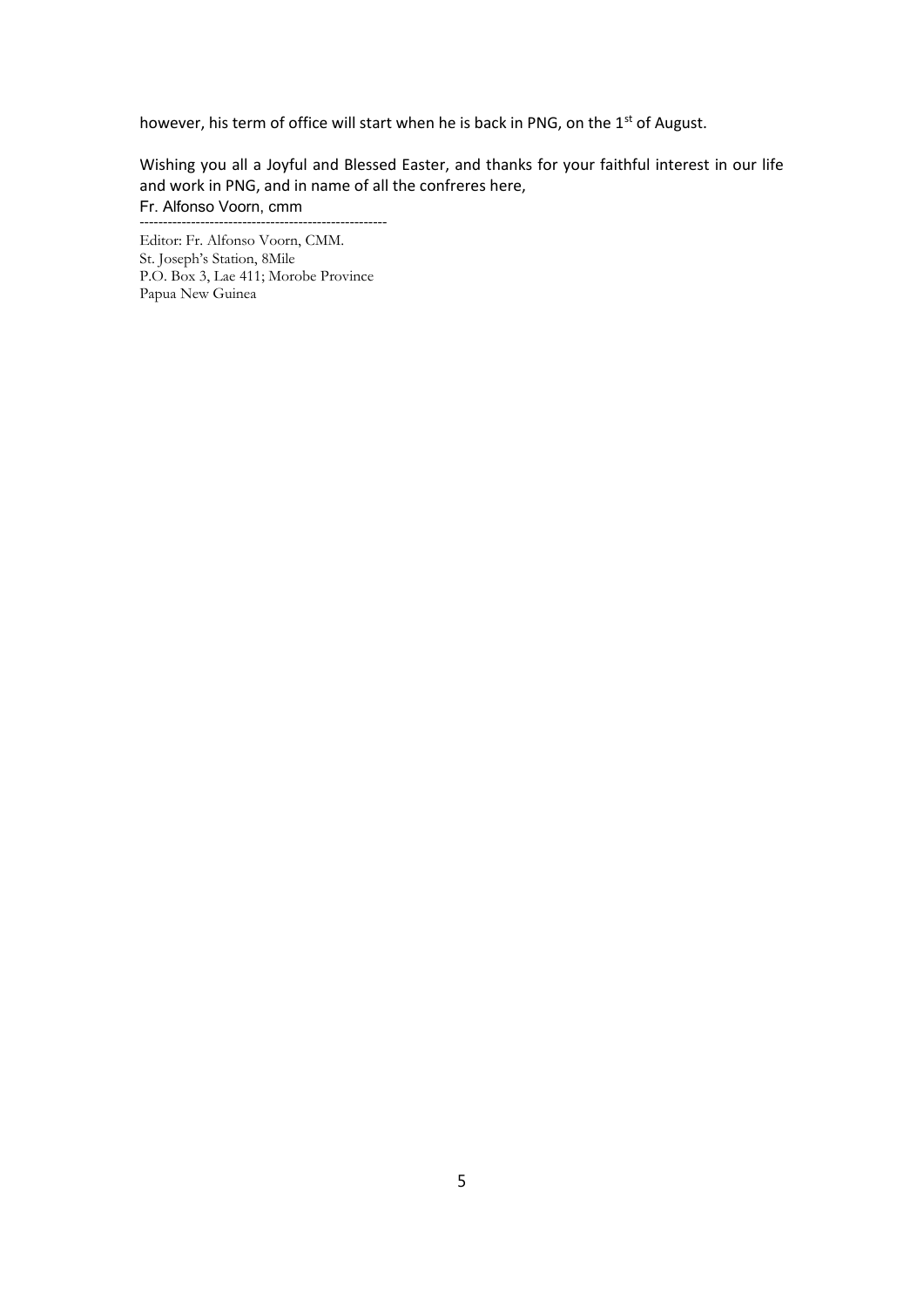however, his term of office will start when he is back in PNG, on the 1st of August.

Wishing you all a Joyful and Blessed Easter, and thanks for your faithful interest in our life and work in PNG, and in name of all the confreres here,
Fr. Alfonso Voorn, cmm

-----------------------------------------------------

Editor: Fr. Alfonso Voorn, CMM.
St. Joseph's Station, 8Mile
P.O. Box 3, Lae 411; Morobe Province
Papua New Guinea